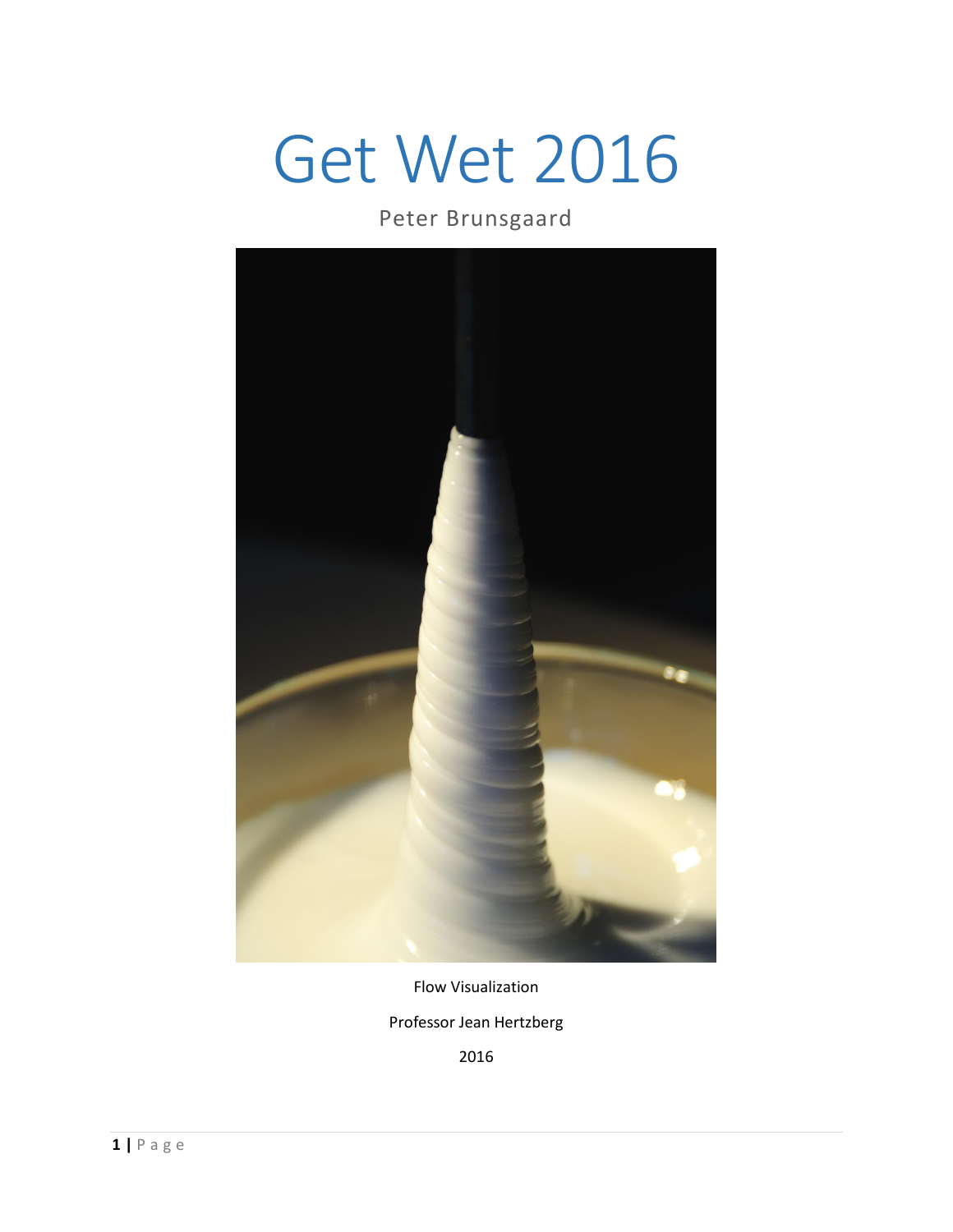# Get Wet 2016

Peter Brunsgaard

Flow Visualization

Professor Jean Hertzberg

2016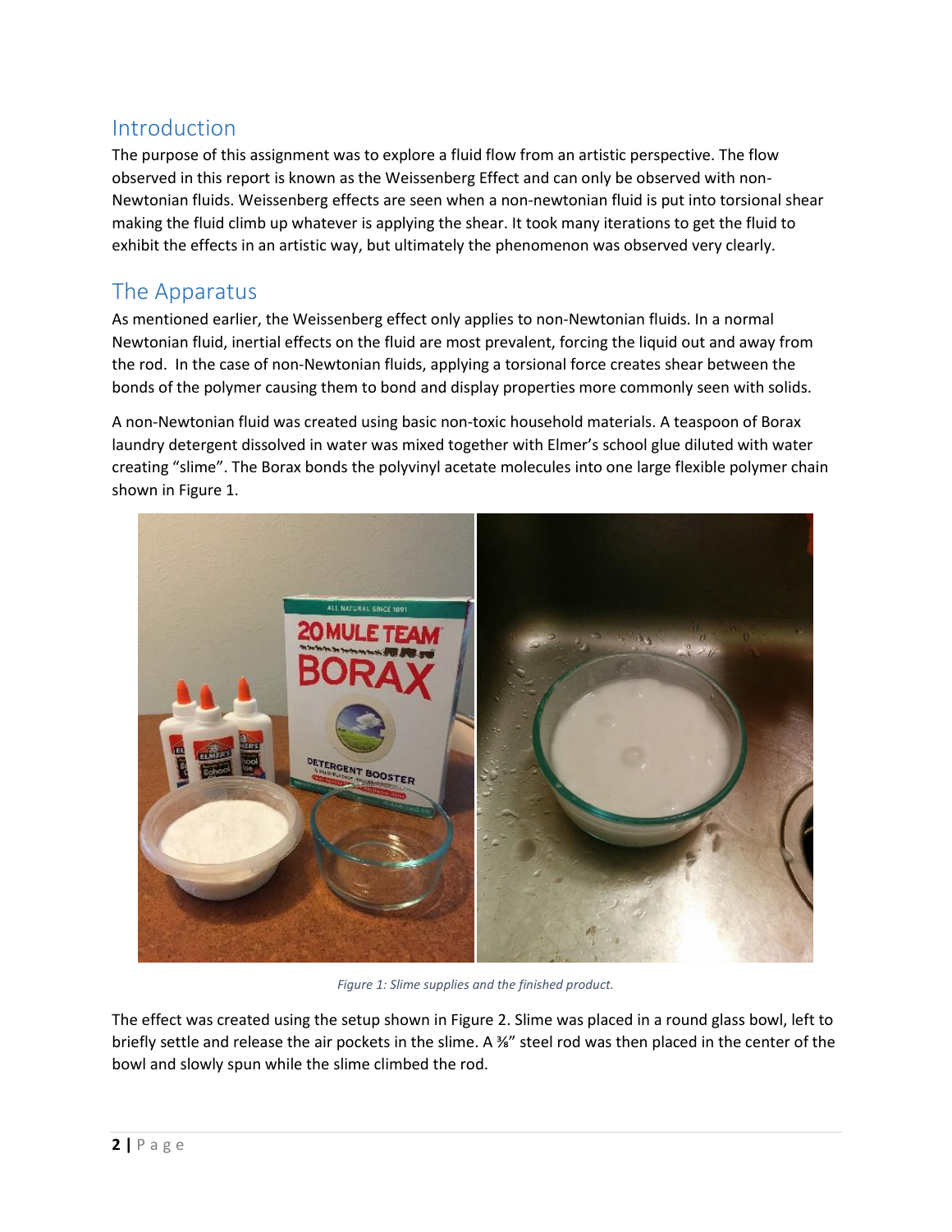## Introduction

The purpose of this assignment was to explore a fluid flow from an artistic perspective. The flow observed in this report is known as the Weissenberg Effect and can only be observed with non-Newtonian fluids. Weissenberg effects are seen when a non-newtonian fluid is put into torsional shear making the fluid climb up whatever is applying the shear. It took many iterations to get the fluid to exhibit the effects in an artistic way, but ultimately the phenomenon was observed very clearly.

## The Apparatus

As mentioned earlier, the Weissenberg effect only applies to non-Newtonian fluids. In a normal Newtonian fluid, inertial effects on the fluid are most prevalent, forcing the liquid out and away from the rod. In the case of non-Newtonian fluids, applying a torsional force creates shear between the bonds of the polymer causing them to bond and display properties more commonly seen with solids.

A non-Newtonian fluid was created using basic non-toxic household materials. A teaspoon of Borax laundry detergent dissolved in water was mixed together with Elmer's school glue diluted with water creating "slime". The Borax bonds the polyvinyl acetate molecules into one large flexible polymer chain shown in Figure 1.

*Figure 1: Slime supplies and the finished product.*

The effect was created using the setup shown in Figure 2. Slime was placed in a round glass bowl, left to briefly settle and release the air pockets in the slime. A ⅜" steel rod was then placed in the center of the bowl and slowly spun while the slime climbed the rod.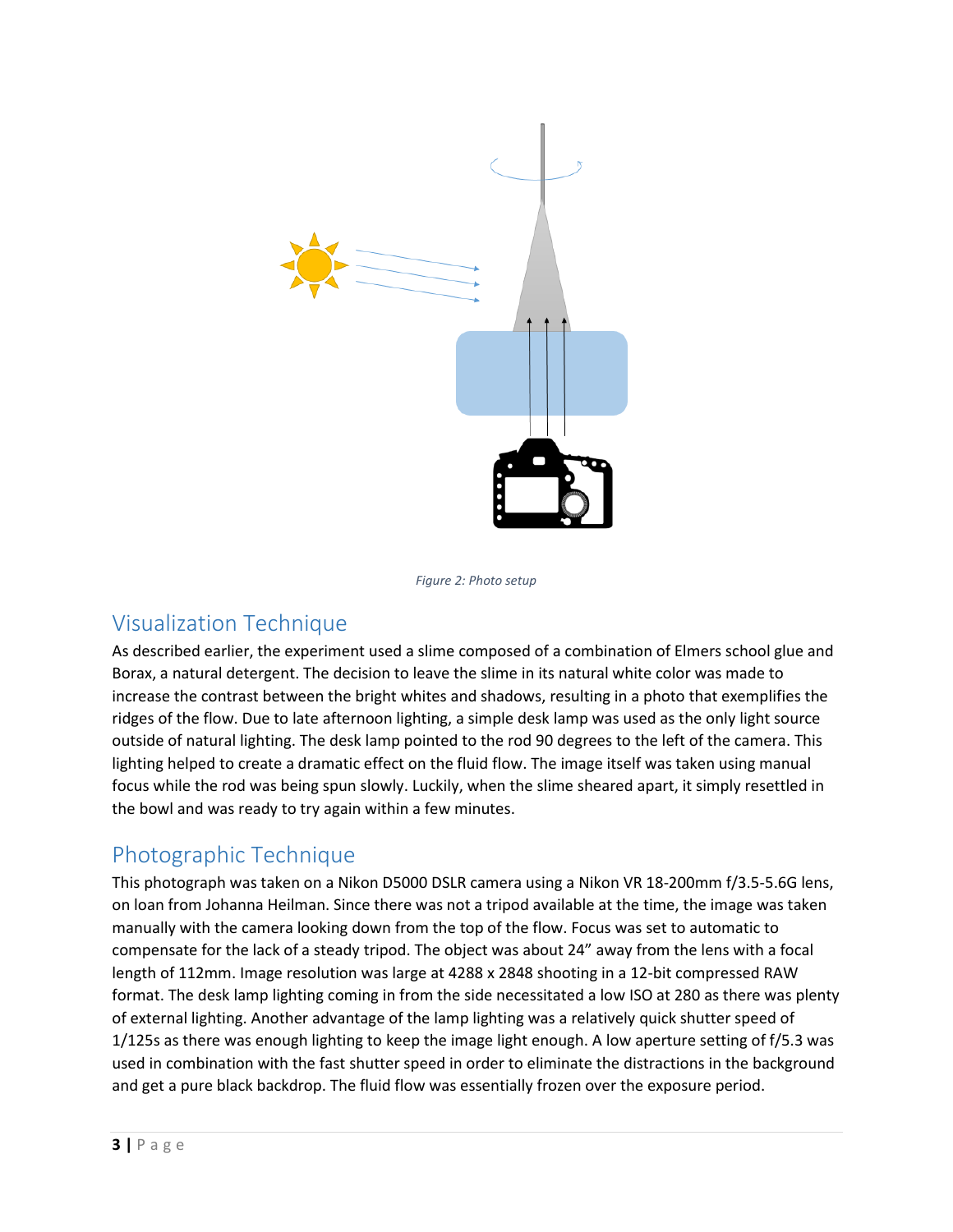*Figure 2: Photo setup*

## Visualization Technique

As described earlier, the experiment used a slime composed of a combination of Elmers school glue and Borax, a natural detergent. The decision to leave the slime in its natural white color was made to increase the contrast between the bright whites and shadows, resulting in a photo that exemplifies the ridges of the flow. Due to late afternoon lighting, a simple desk lamp was used as the only light source outside of natural lighting. The desk lamp pointed to the rod 90 degrees to the left of the camera. This lighting helped to create a dramatic effect on the fluid flow. The image itself was taken using manual focus while the rod was being spun slowly. Luckily, when the slime sheared apart, it simply resettled in the bowl and was ready to try again within a few minutes.

## Photographic Technique

This photograph was taken on a Nikon D5000 DSLR camera using a Nikon VR 18-200mm f/3.5-5.6G lens, on loan from Johanna Heilman. Since there was not a tripod available at the time, the image was taken manually with the camera looking down from the top of the flow. Focus was set to automatic to compensate for the lack of a steady tripod. The object was about 24" away from the lens with a focal length of 112mm. Image resolution was large at 4288 x 2848 shooting in a 12-bit compressed RAW format. The desk lamp lighting coming in from the side necessitated a low ISO at 280 as there was plenty of external lighting. Another advantage of the lamp lighting was a relatively quick shutter speed of 1/125s as there was enough lighting to keep the image light enough. A low aperture setting of f/5.3 was used in combination with the fast shutter speed in order to eliminate the distractions in the background and get a pure black backdrop. The fluid flow was essentially frozen over the exposure period.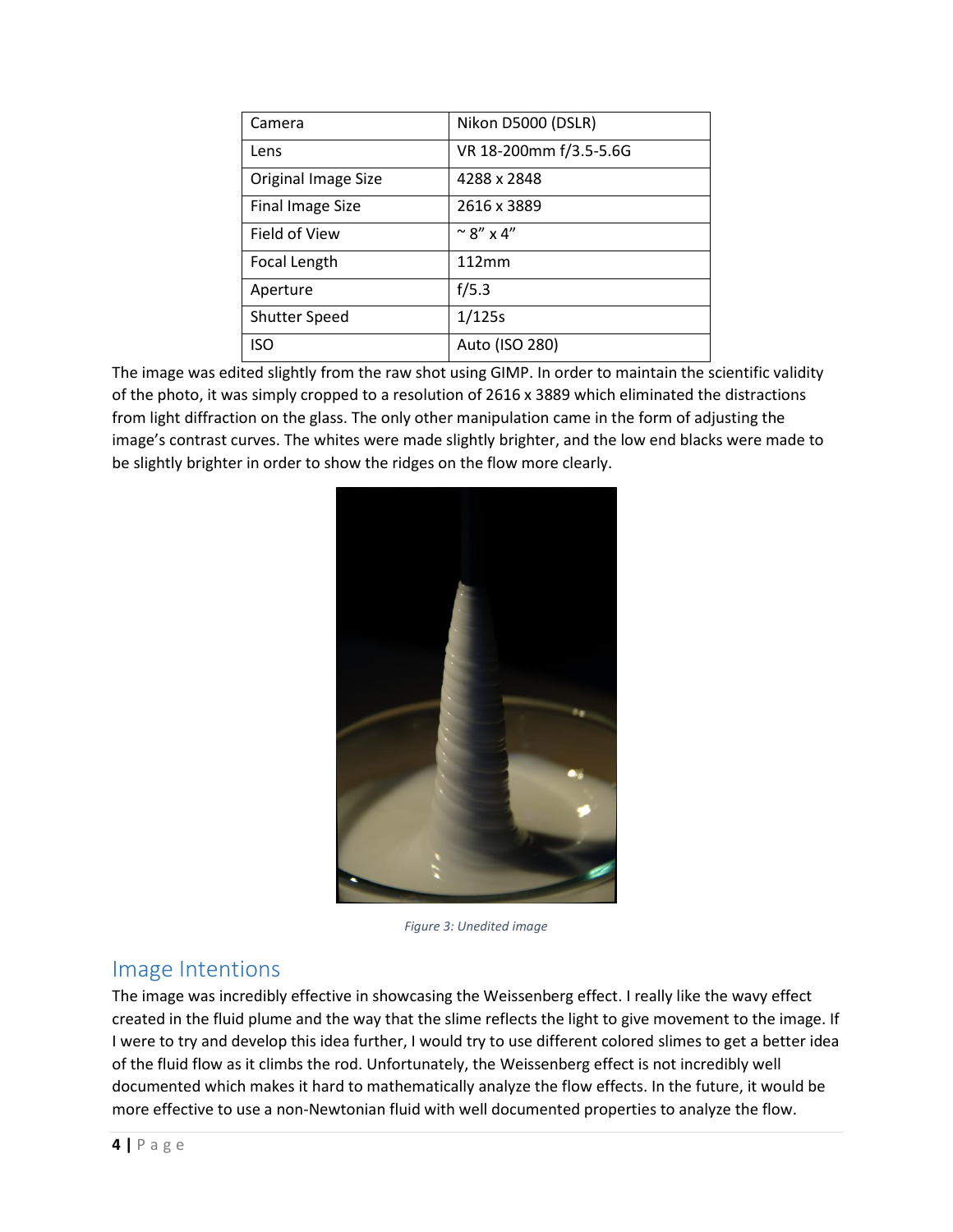| | |
|---|---|
| Camera | Nikon D5000 (DSLR) |
| Lens | VR 18-200mm f/3.5-5.6G |
| Original Image Size | 4288 x 2848 |
| Final Image Size | 2616 x 3889 |
| Field of View | ~ 8" x 4" |
| Focal Length | 112mm |
| Aperture | f/5.3 |
| Shutter Speed | 1/125s |
| ISO | Auto (ISO 280) |

The image was edited slightly from the raw shot using GIMP. In order to maintain the scientific validity of the photo, it was simply cropped to a resolution of 2616 x 3889 which eliminated the distractions from light diffraction on the glass. The only other manipulation came in the form of adjusting the image's contrast curves. The whites were made slightly brighter, and the low end blacks were made to be slightly brighter in order to show the ridges on the flow more clearly.

*Figure 3: Unedited image*

## Image Intentions

The image was incredibly effective in showcasing the Weissenberg effect. I really like the wavy effect created in the fluid plume and the way that the slime reflects the light to give movement to the image. If I were to try and develop this idea further, I would try to use different colored slimes to get a better idea of the fluid flow as it climbs the rod. Unfortunately, the Weissenberg effect is not incredibly well documented which makes it hard to mathematically analyze the flow effects. In the future, it would be more effective to use a non-Newtonian fluid with well documented properties to analyze the flow.